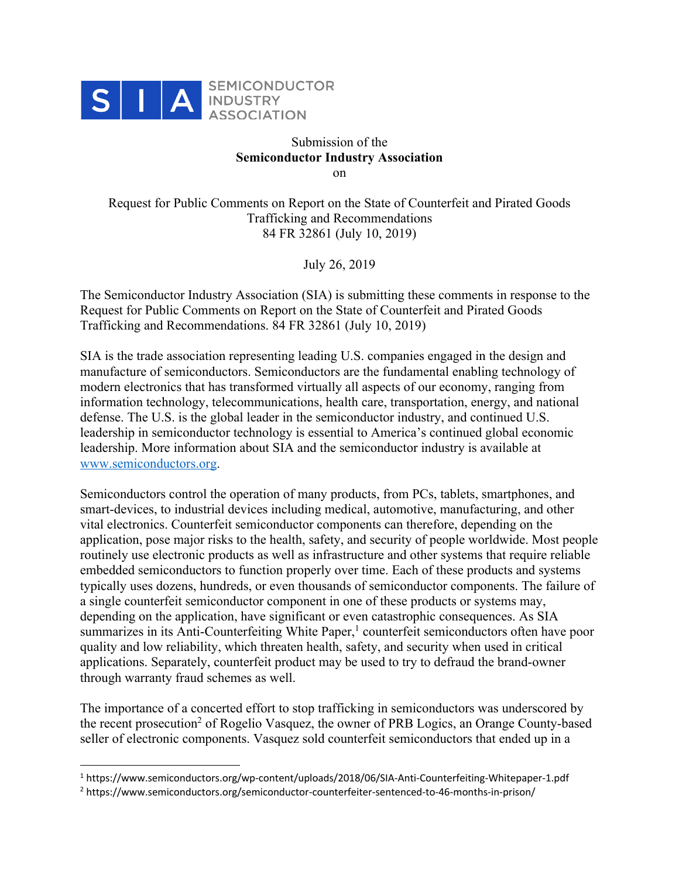SEMICONDUCTOR INDUSTRY ASSOCIATION

Submission of the
**Semiconductor Industry Association**
on

Request for Public Comments on Report on the State of Counterfeit and Pirated Goods Trafficking and Recommendations
84 FR 32861 (July 10, 2019)

July 26, 2019

The Semiconductor Industry Association (SIA) is submitting these comments in response to the Request for Public Comments on Report on the State of Counterfeit and Pirated Goods Trafficking and Recommendations. 84 FR 32861 (July 10, 2019)

SIA is the trade association representing leading U.S. companies engaged in the design and manufacture of semiconductors. Semiconductors are the fundamental enabling technology of modern electronics that has transformed virtually all aspects of our economy, ranging from information technology, telecommunications, health care, transportation, energy, and national defense. The U.S. is the global leader in the semiconductor industry, and continued U.S. leadership in semiconductor technology is essential to America's continued global economic leadership. More information about SIA and the semiconductor industry is available at www.semiconductors.org.

Semiconductors control the operation of many products, from PCs, tablets, smartphones, and smart-devices, to industrial devices including medical, automotive, manufacturing, and other vital electronics. Counterfeit semiconductor components can therefore, depending on the application, pose major risks to the health, safety, and security of people worldwide. Most people routinely use electronic products as well as infrastructure and other systems that require reliable embedded semiconductors to function properly over time. Each of these products and systems typically uses dozens, hundreds, or even thousands of semiconductor components. The failure of a single counterfeit semiconductor component in one of these products or systems may, depending on the application, have significant or even catastrophic consequences. As SIA summarizes in its Anti-Counterfeiting White Paper,[1] counterfeit semiconductors often have poor quality and low reliability, which threaten health, safety, and security when used in critical applications. Separately, counterfeit product may be used to try to defraud the brand-owner through warranty fraud schemes as well.

The importance of a concerted effort to stop trafficking in semiconductors was underscored by the recent prosecution[2] of Rogelio Vasquez, the owner of PRB Logics, an Orange County-based seller of electronic components. Vasquez sold counterfeit semiconductors that ended up in a

---

[1] https://www.semiconductors.org/wp-content/uploads/2018/06/SIA-Anti-Counterfeiting-Whitepaper-1.pdf

[2] https://www.semiconductors.org/semiconductor-counterfeiter-sentenced-to-46-months-in-prison/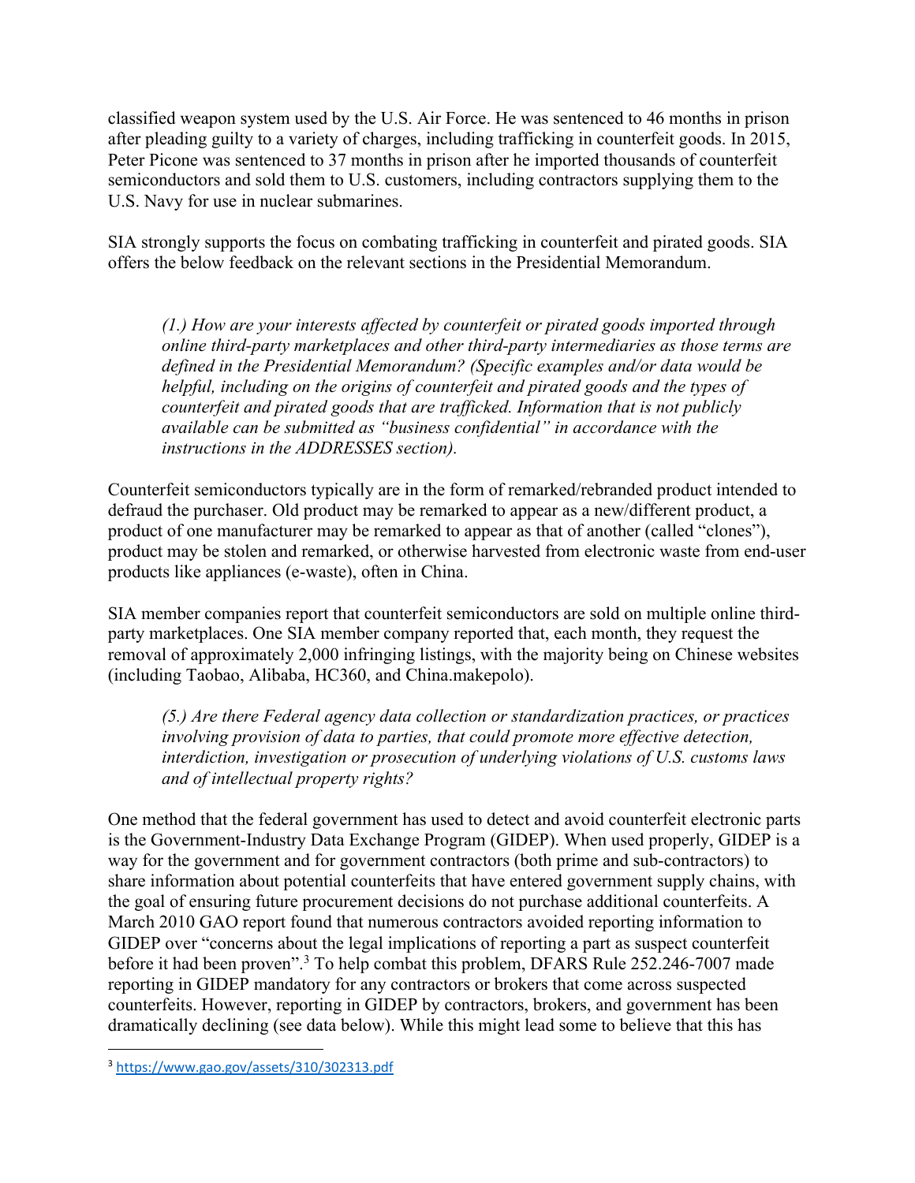classified weapon system used by the U.S. Air Force. He was sentenced to 46 months in prison after pleading guilty to a variety of charges, including trafficking in counterfeit goods. In 2015, Peter Picone was sentenced to 37 months in prison after he imported thousands of counterfeit semiconductors and sold them to U.S. customers, including contractors supplying them to the U.S. Navy for use in nuclear submarines.

SIA strongly supports the focus on combating trafficking in counterfeit and pirated goods. SIA offers the below feedback on the relevant sections in the Presidential Memorandum.

> *(1.) How are your interests affected by counterfeit or pirated goods imported through online third-party marketplaces and other third-party intermediaries as those terms are defined in the Presidential Memorandum? (Specific examples and/or data would be helpful, including on the origins of counterfeit and pirated goods and the types of counterfeit and pirated goods that are trafficked. Information that is not publicly available can be submitted as "business confidential" in accordance with the instructions in the ADDRESSES section).*

Counterfeit semiconductors typically are in the form of remarked/rebranded product intended to defraud the purchaser. Old product may be remarked to appear as a new/different product, a product of one manufacturer may be remarked to appear as that of another (called "clones"), product may be stolen and remarked, or otherwise harvested from electronic waste from end-user products like appliances (e-waste), often in China.

SIA member companies report that counterfeit semiconductors are sold on multiple online third-party marketplaces. One SIA member company reported that, each month, they request the removal of approximately 2,000 infringing listings, with the majority being on Chinese websites (including Taobao, Alibaba, HC360, and China.makepolo).

> *(5.) Are there Federal agency data collection or standardization practices, or practices involving provision of data to parties, that could promote more effective detection, interdiction, investigation or prosecution of underlying violations of U.S. customs laws and of intellectual property rights?*

One method that the federal government has used to detect and avoid counterfeit electronic parts is the Government-Industry Data Exchange Program (GIDEP). When used properly, GIDEP is a way for the government and for government contractors (both prime and sub-contractors) to share information about potential counterfeits that have entered government supply chains, with the goal of ensuring future procurement decisions do not purchase additional counterfeits. A March 2010 GAO report found that numerous contractors avoided reporting information to GIDEP over "concerns about the legal implications of reporting a part as suspect counterfeit before it had been proven".[3] To help combat this problem, DFARS Rule 252.246-7007 made reporting in GIDEP mandatory for any contractors or brokers that come across suspected counterfeits. However, reporting in GIDEP by contractors, brokers, and government has been dramatically declining (see data below). While this might lead some to believe that this has

[3] https://www.gao.gov/assets/310/302313.pdf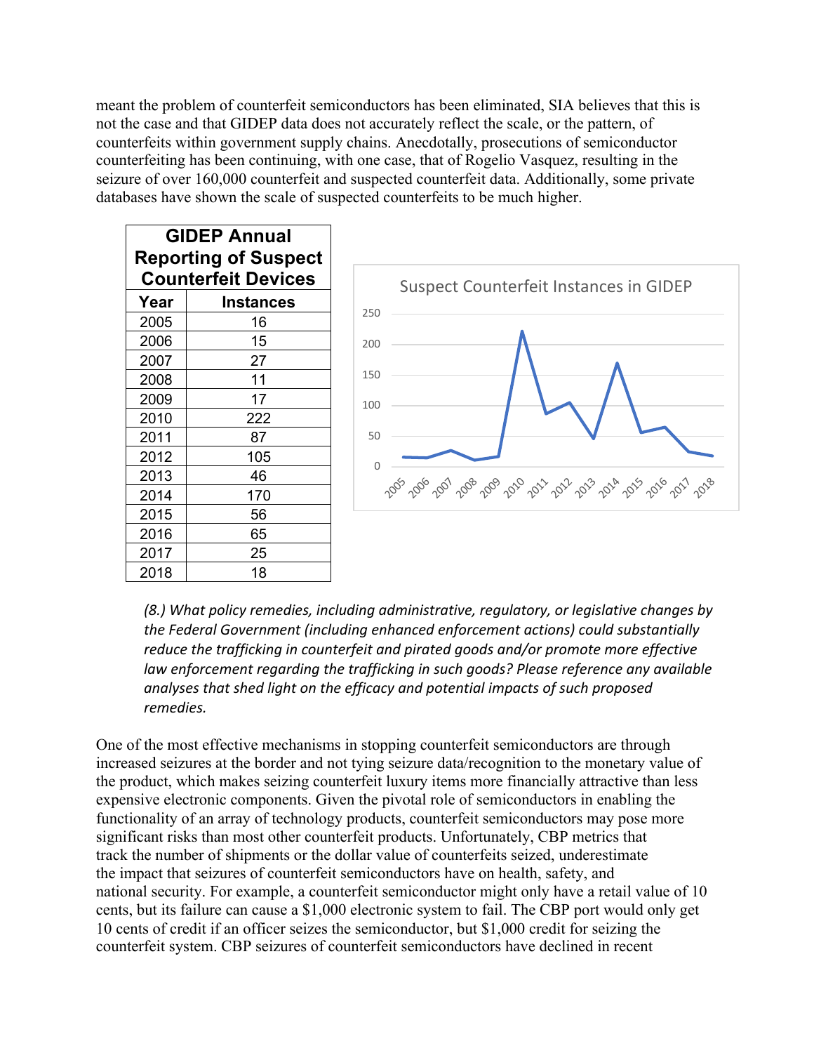meant the problem of counterfeit semiconductors has been eliminated, SIA believes that this is not the case and that GIDEP data does not accurately reflect the scale, or the pattern, of counterfeits within government supply chains. Anecdotally, prosecutions of semiconductor counterfeiting has been continuing, with one case, that of Rogelio Vasquez, resulting in the seizure of over 160,000 counterfeit and suspected counterfeit data. Additionally, some private databases have shown the scale of suspected counterfeits to be much higher.

| GIDEP Annual Reporting of Suspect Counterfeit Devices | |
|---|---|
| **Year** | **Instances** |
| 2005 | 16 |
| 2006 | 15 |
| 2007 | 27 |
| 2008 | 11 |
| 2009 | 17 |
| 2010 | 222 |
| 2011 | 87 |
| 2012 | 105 |
| 2013 | 46 |
| 2014 | 170 |
| 2015 | 56 |
| 2016 | 65 |
| 2017 | 25 |
| 2018 | 18 |

Suspect Counterfeit Instances in GIDEP

*(8.) What policy remedies, including administrative, regulatory, or legislative changes by the Federal Government (including enhanced enforcement actions) could substantially reduce the trafficking in counterfeit and pirated goods and/or promote more effective law enforcement regarding the trafficking in such goods? Please reference any available analyses that shed light on the efficacy and potential impacts of such proposed remedies.*

One of the most effective mechanisms in stopping counterfeit semiconductors are through increased seizures at the border and not tying seizure data/recognition to the monetary value of the product, which makes seizing counterfeit luxury items more financially attractive than less expensive electronic components. Given the pivotal role of semiconductors in enabling the functionality of an array of technology products, counterfeit semiconductors may pose more significant risks than most other counterfeit products. Unfortunately, CBP metrics that track the number of shipments or the dollar value of counterfeits seized, underestimate the impact that seizures of counterfeit semiconductors have on health, safety, and national security. For example, a counterfeit semiconductor might only have a retail value of 10 cents, but its failure can cause a $1,000 electronic system to fail. The CBP port would only get 10 cents of credit if an officer seizes the semiconductor, but $1,000 credit for seizing the counterfeit system. CBP seizures of counterfeit semiconductors have declined in recent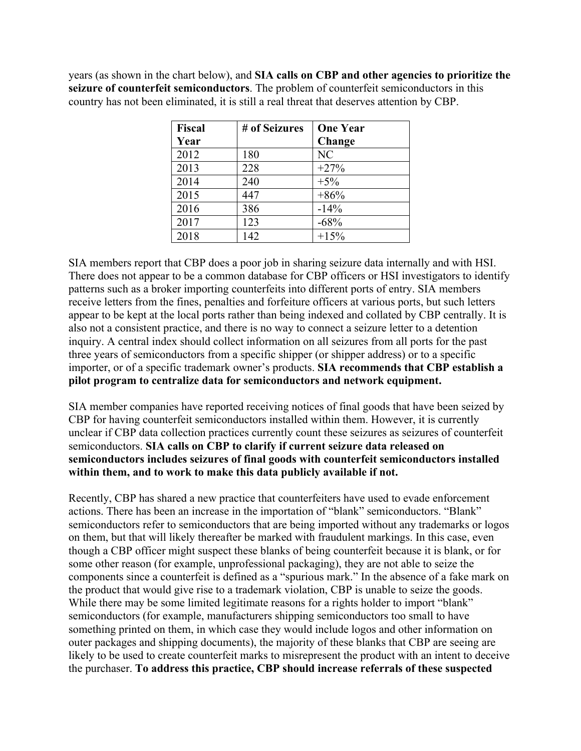years (as shown in the chart below), and **SIA calls on CBP and other agencies to prioritize the seizure of counterfeit semiconductors**. The problem of counterfeit semiconductors in this country has not been eliminated, it is still a real threat that deserves attention by CBP.

| Fiscal Year | # of Seizures | One Year Change |
|---|---|---|
| 2012 | 180 | NC |
| 2013 | 228 | +27% |
| 2014 | 240 | +5% |
| 2015 | 447 | +86% |
| 2016 | 386 | -14% |
| 2017 | 123 | -68% |
| 2018 | 142 | +15% |

SIA members report that CBP does a poor job in sharing seizure data internally and with HSI. There does not appear to be a common database for CBP officers or HSI investigators to identify patterns such as a broker importing counterfeits into different ports of entry. SIA members receive letters from the fines, penalties and forfeiture officers at various ports, but such letters appear to be kept at the local ports rather than being indexed and collated by CBP centrally. It is also not a consistent practice, and there is no way to connect a seizure letter to a detention inquiry. A central index should collect information on all seizures from all ports for the past three years of semiconductors from a specific shipper (or shipper address) or to a specific importer, or of a specific trademark owner's products. **SIA recommends that CBP establish a pilot program to centralize data for semiconductors and network equipment.**

SIA member companies have reported receiving notices of final goods that have been seized by CBP for having counterfeit semiconductors installed within them. However, it is currently unclear if CBP data collection practices currently count these seizures as seizures of counterfeit semiconductors. **SIA calls on CBP to clarify if current seizure data released on semiconductors includes seizures of final goods with counterfeit semiconductors installed within them, and to work to make this data publicly available if not.**

Recently, CBP has shared a new practice that counterfeiters have used to evade enforcement actions. There has been an increase in the importation of "blank" semiconductors. "Blank" semiconductors refer to semiconductors that are being imported without any trademarks or logos on them, but that will likely thereafter be marked with fraudulent markings. In this case, even though a CBP officer might suspect these blanks of being counterfeit because it is blank, or for some other reason (for example, unprofessional packaging), they are not able to seize the components since a counterfeit is defined as a "spurious mark." In the absence of a fake mark on the product that would give rise to a trademark violation, CBP is unable to seize the goods. While there may be some limited legitimate reasons for a rights holder to import "blank" semiconductors (for example, manufacturers shipping semiconductors too small to have something printed on them, in which case they would include logos and other information on outer packages and shipping documents), the majority of these blanks that CBP are seeing are likely to be used to create counterfeit marks to misrepresent the product with an intent to deceive the purchaser. **To address this practice, CBP should increase referrals of these suspected**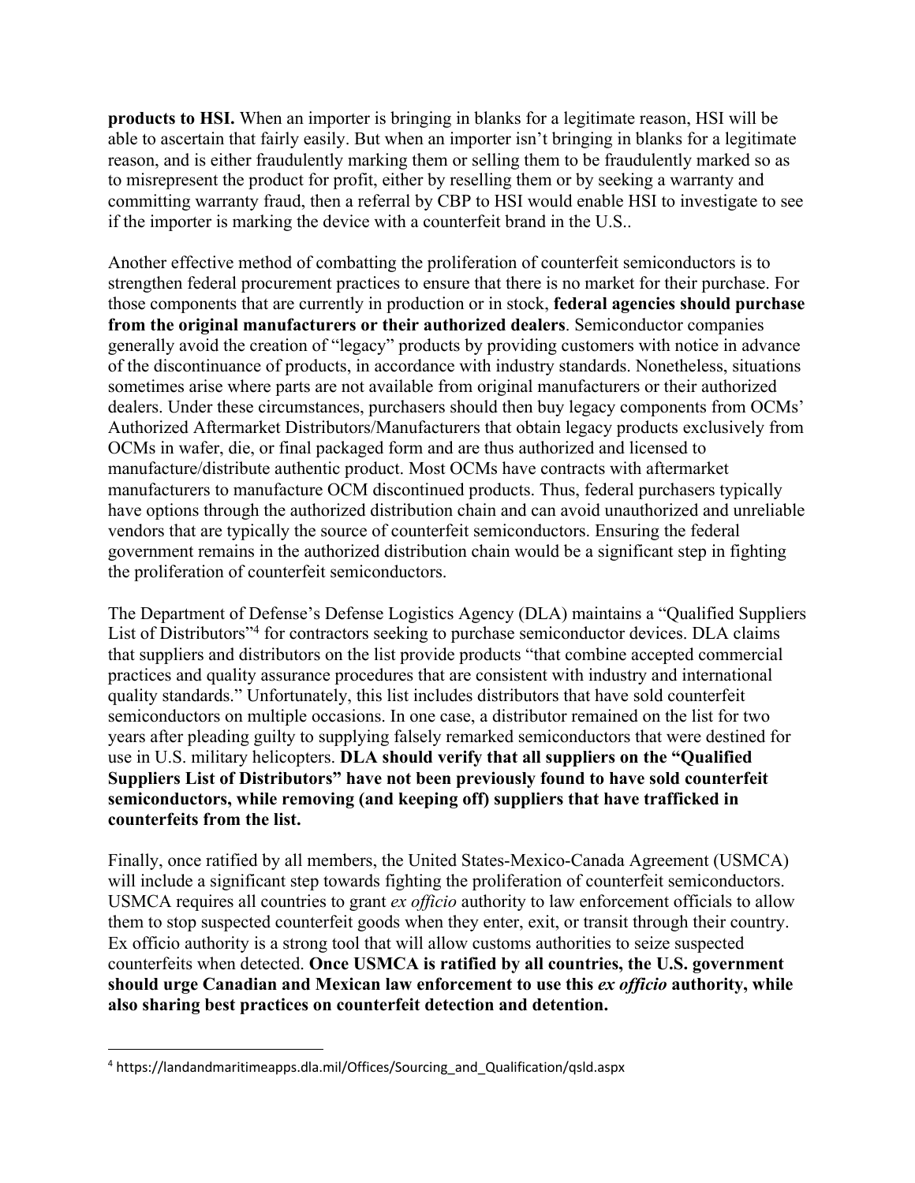**products to HSI.** When an importer is bringing in blanks for a legitimate reason, HSI will be able to ascertain that fairly easily. But when an importer isn't bringing in blanks for a legitimate reason, and is either fraudulently marking them or selling them to be fraudulently marked so as to misrepresent the product for profit, either by reselling them or by seeking a warranty and committing warranty fraud, then a referral by CBP to HSI would enable HSI to investigate to see if the importer is marking the device with a counterfeit brand in the U.S..

Another effective method of combatting the proliferation of counterfeit semiconductors is to strengthen federal procurement practices to ensure that there is no market for their purchase. For those components that are currently in production or in stock, **federal agencies should purchase from the original manufacturers or their authorized dealers**. Semiconductor companies generally avoid the creation of "legacy" products by providing customers with notice in advance of the discontinuance of products, in accordance with industry standards. Nonetheless, situations sometimes arise where parts are not available from original manufacturers or their authorized dealers. Under these circumstances, purchasers should then buy legacy components from OCMs' Authorized Aftermarket Distributors/Manufacturers that obtain legacy products exclusively from OCMs in wafer, die, or final packaged form and are thus authorized and licensed to manufacture/distribute authentic product. Most OCMs have contracts with aftermarket manufacturers to manufacture OCM discontinued products. Thus, federal purchasers typically have options through the authorized distribution chain and can avoid unauthorized and unreliable vendors that are typically the source of counterfeit semiconductors. Ensuring the federal government remains in the authorized distribution chain would be a significant step in fighting the proliferation of counterfeit semiconductors.

The Department of Defense's Defense Logistics Agency (DLA) maintains a "Qualified Suppliers List of Distributors"[4] for contractors seeking to purchase semiconductor devices. DLA claims that suppliers and distributors on the list provide products "that combine accepted commercial practices and quality assurance procedures that are consistent with industry and international quality standards." Unfortunately, this list includes distributors that have sold counterfeit semiconductors on multiple occasions. In one case, a distributor remained on the list for two years after pleading guilty to supplying falsely remarked semiconductors that were destined for use in U.S. military helicopters. **DLA should verify that all suppliers on the "Qualified Suppliers List of Distributors" have not been previously found to have sold counterfeit semiconductors, while removing (and keeping off) suppliers that have trafficked in counterfeits from the list.**

Finally, once ratified by all members, the United States-Mexico-Canada Agreement (USMCA) will include a significant step towards fighting the proliferation of counterfeit semiconductors. USMCA requires all countries to grant *ex officio* authority to law enforcement officials to allow them to stop suspected counterfeit goods when they enter, exit, or transit through their country. Ex officio authority is a strong tool that will allow customs authorities to seize suspected counterfeits when detected. **Once USMCA is ratified by all countries, the U.S. government should urge Canadian and Mexican law enforcement to use this *ex officio* authority, while also sharing best practices on counterfeit detection and detention.**

[4] https://landandmaritimeapps.dla.mil/Offices/Sourcing_and_Qualification/qsld.aspx